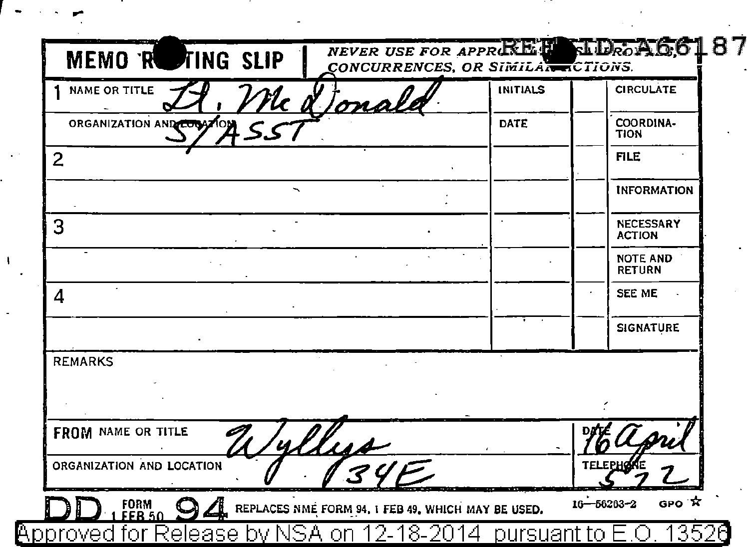REF ID:A66187

# MEMO ROUTING SLIP

*NEVER USE FOR APPROVALS, DISAPPROVALS, CONCURRENCES, OR SIMILAR ACTIONS.*

| | NAME OR TITLE | INITIALS | | CIRCULATE |
|---|---|---|---|---|
| 1 | Lt. McDonald | | | |
| | ORGANIZATION AND LOCATION: S/ASST | DATE | | COORDINATION |
| 2 | | | | FILE |
| | | | | INFORMATION |
| 3 | | | | NECESSARY ACTION |
| | | | | NOTE AND RETURN |
| 4 | | | | SEE ME |
| | | | | SIGNATURE |

REMARKS

| FROM NAME OR TITLE | DATE |
|---|---|
| Wyllys | 16 April |
| **ORGANIZATION AND LOCATION** | **TELEPHONE** |
| 34E | 572 |

DD FORM 94, 1 FEB 50 — REPLACES NME FORM 94, 1 FEB 49, WHICH MAY BE USED. 16—56263-2 GPO

Approved for Release by NSA on 12-18-2014 pursuant to E.O. 13526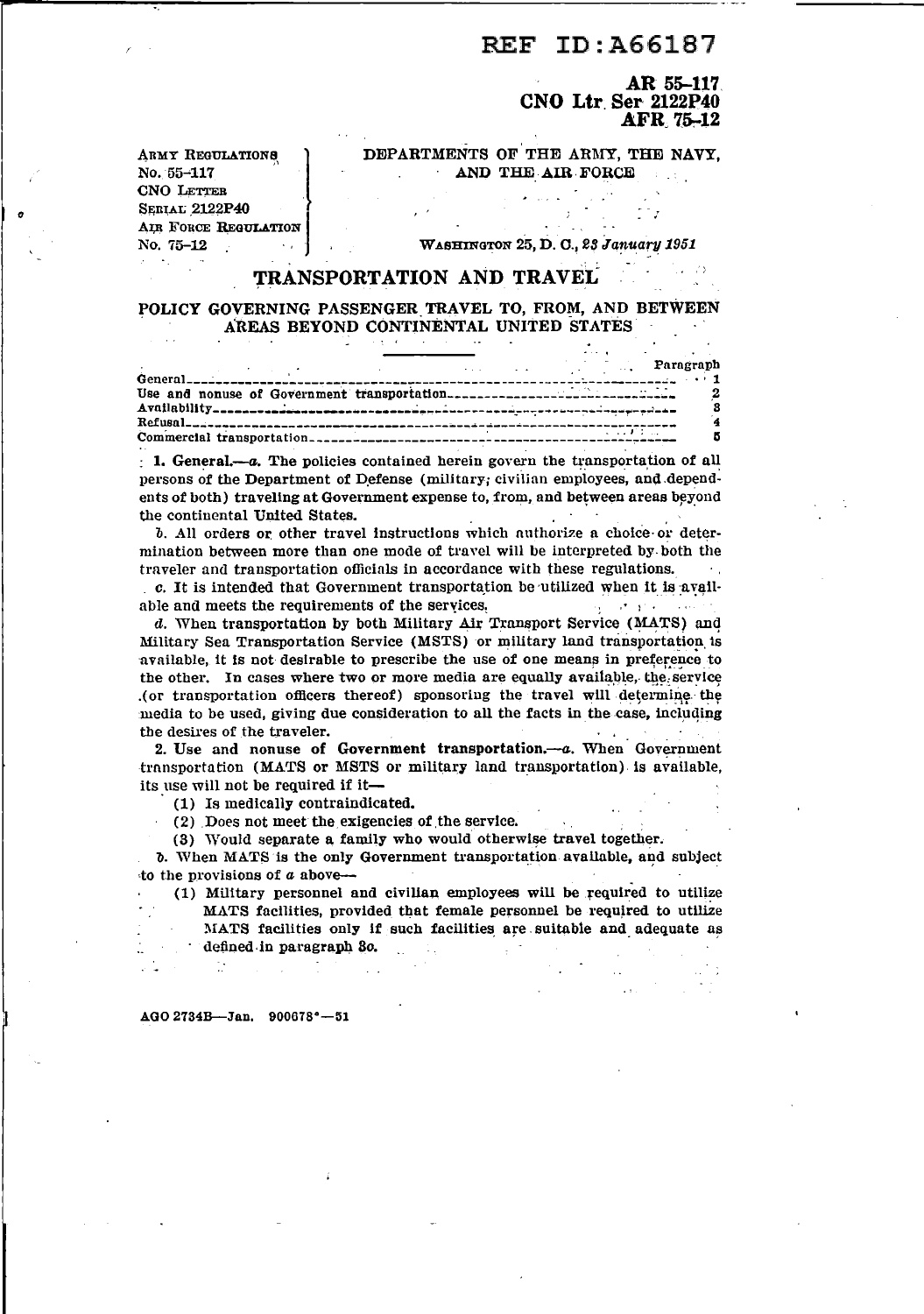REF ID:A66187

**AR 55-117**
**CNO Ltr Ser 2122P40**
**AFR 75-12**

ARMY REGULATIONS No. 55-117
CNO LETTER SERIAL 2122P40
AIR FORCE REGULATION No. 75-12

DEPARTMENTS OF THE ARMY, THE NAVY, AND THE AIR FORCE

WASHINGTON 25, D. C., *23 January 1951*

# TRANSPORTATION AND TRAVEL

## POLICY GOVERNING PASSENGER TRAVEL TO, FROM, AND BETWEEN AREAS BEYOND CONTINENTAL UNITED STATES

| | Paragraph |
|---|---|
| General | 1 |
| Use and nonuse of Government transportation | 2 |
| Availability | 3 |
| Refusal | 4 |
| Commercial transportation | 5 |

**1. General.**—*a.* The policies contained herein govern the transportation of all persons of the Department of Defense (military, civilian employees, and dependents of both) traveling at Government expense to, from, and between areas beyond the continental United States.

*b.* All orders or other travel instructions which authorize a choice or determination between more than one mode of travel will be interpreted by both the traveler and transportation officials in accordance with these regulations.

*c.* It is intended that Government transportation be utilized when it is available and meets the requirements of the services.

*d.* When transportation by both Military Air Transport Service (MATS) and Military Sea Transportation Service (MSTS) or military land transportation is available, it is not desirable to prescribe the use of one means in preference to the other. In cases where two or more media are equally available, the service (or transportation officers thereof) sponsoring the travel will determine the media to be used, giving due consideration to all the facts in the case, including the desires of the traveler.

**2. Use and nonuse of Government transportation.**—*a.* When Government transportation (MATS or MSTS or military land transportation) is available, its use will not be required if it—

(1) Is medically contraindicated.

(2) Does not meet the exigencies of the service.

(3) Would separate a family who would otherwise travel together.

*b.* When MATS is the only Government transportation available, and subject to the provisions of *a* above—

(1) Military personnel and civilian employees will be required to utilize MATS facilities, provided that female personnel be required to utilize MATS facilities only if such facilities are suitable and adequate as defined in paragraph 3*c*.

AGO 2734B—Jan. 900678°—51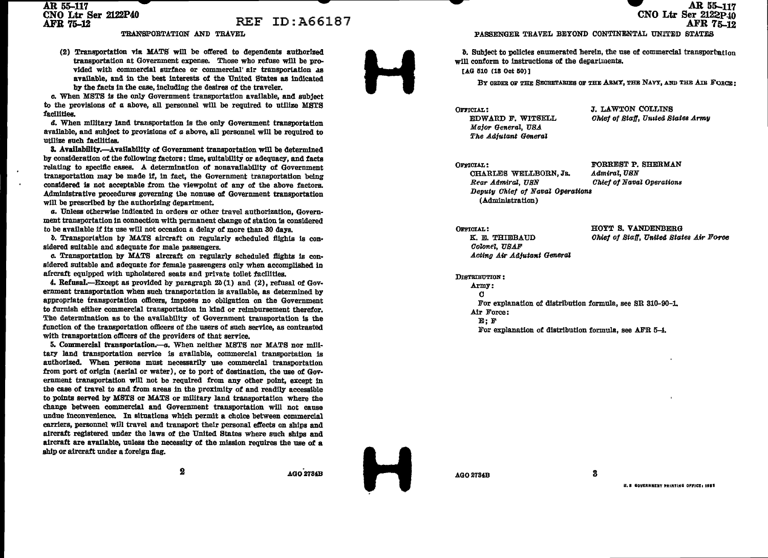(2) Transportation via MATS will be offered to dependents authorized transportation at Government expense. Those who refuse will be provided with commercial surface or commercial air transportation as available, and in the best interests of the United States as indicated by the facts in the case, including the desires of the traveler.

*c.* When MSTS is the only Government transportation available, and subject to the provisions of *a* above, all personnel will be required to utilize MSTS facilities.

*d.* When military land transportation is the only Government transportation available, and subject to provisions of *a* above, all personnel will be required to utilize such facilities.

**3. Availability.**—Availability of Government transportation will be determined by consideration of the following factors: time, suitability or adequacy, and facts relating to specific cases. A determination of nonavailability of Government transportation may be made if, in fact, the Government transportation being considered is not acceptable from the viewpoint of any of the above factors. Administrative procedures governing the nonuse of Government transportation will be prescribed by the authorizing department.

*a.* Unless otherwise indicated in orders or other travel authorization, Government transportation in connection with permanent change of station is considered to be available if its use will not occasion a delay of more than 30 days.

*b.* Transportation by MATS aircraft on regularly scheduled flights is considered suitable and adequate for male passengers.

*c.* Transportation by MATS aircraft on regularly scheduled flights is considered suitable and adequate for female passengers only when accomplished in aircraft equipped with upholstered seats and private toilet facilities.

**4. Refusal.**—Except as provided by paragraph 2*b*(1) and (2), refusal of Government transportation when such transportation is available, as determined by appropriate transportation officers, imposes no obligation on the Government to furnish either commercial transportation in kind or reimbursement therefor. The determination as to the availability of Government transportation is the function of the transportation officers of the users of such service, as contrasted with transportation officers of the providers of that service.

**5. Commercial transportation.**—*a.* When neither MSTS nor MATS nor military land transportation service is available, commercial transportation is authorized. When persons must necessarily use commercial transportation from port of origin (aerial or water), or to port of destination, the use of Government transportation will not be required from any other point, except in the case of travel to and from areas in the proximity of and readily accessible to points served by MSTS or MATS or military land transportation where the change between commercial and Government transportation will not cause undue inconvenience. In situations which permit a choice between commercial carriers, personnel will travel and transport their personal effects on ships and aircraft registered under the laws of the United States where such ships and aircraft are available, unless the necessity of the mission requires the use of a ship or aircraft under a foreign flag.

*b.* Subject to policies enumerated herein, the use of commercial transportation will conform to instructions of the departments.

[AG 510 (18 Oct 50)]

BY ORDER OF THE SECRETARIES OF THE ARMY, THE NAVY, AND THE AIR FORCE:

OFFICIAL:
EDWARD F. WITSELL
*Major General, USA*
*The Adjutant General*

J. LAWTON COLLINS
*Chief of Staff, United States Army*

OFFICIAL:
CHARLES WELLBORN, JR.
*Rear Admiral, USN*
*Deputy Chief of Naval Operations*
(Administration)

FORREST P. SHERMAN
*Admiral, USN*
*Chief of Naval Operations*

OFFICIAL:
K. E. THIEBAUD
*Colonel, USAF*
*Acting Air Adjutant General*

HOYT S. VANDENBERG
*Chief of Staff, United States Air Force*

DISTRIBUTION:

Army:

C

For explanation of distribution formula, see SR 310-90-1.

Air Force:

E; F

For explanation of distribution formula, see AFR 5-4.

U. S. GOVERNMENT PRINTING OFFICE: 1951